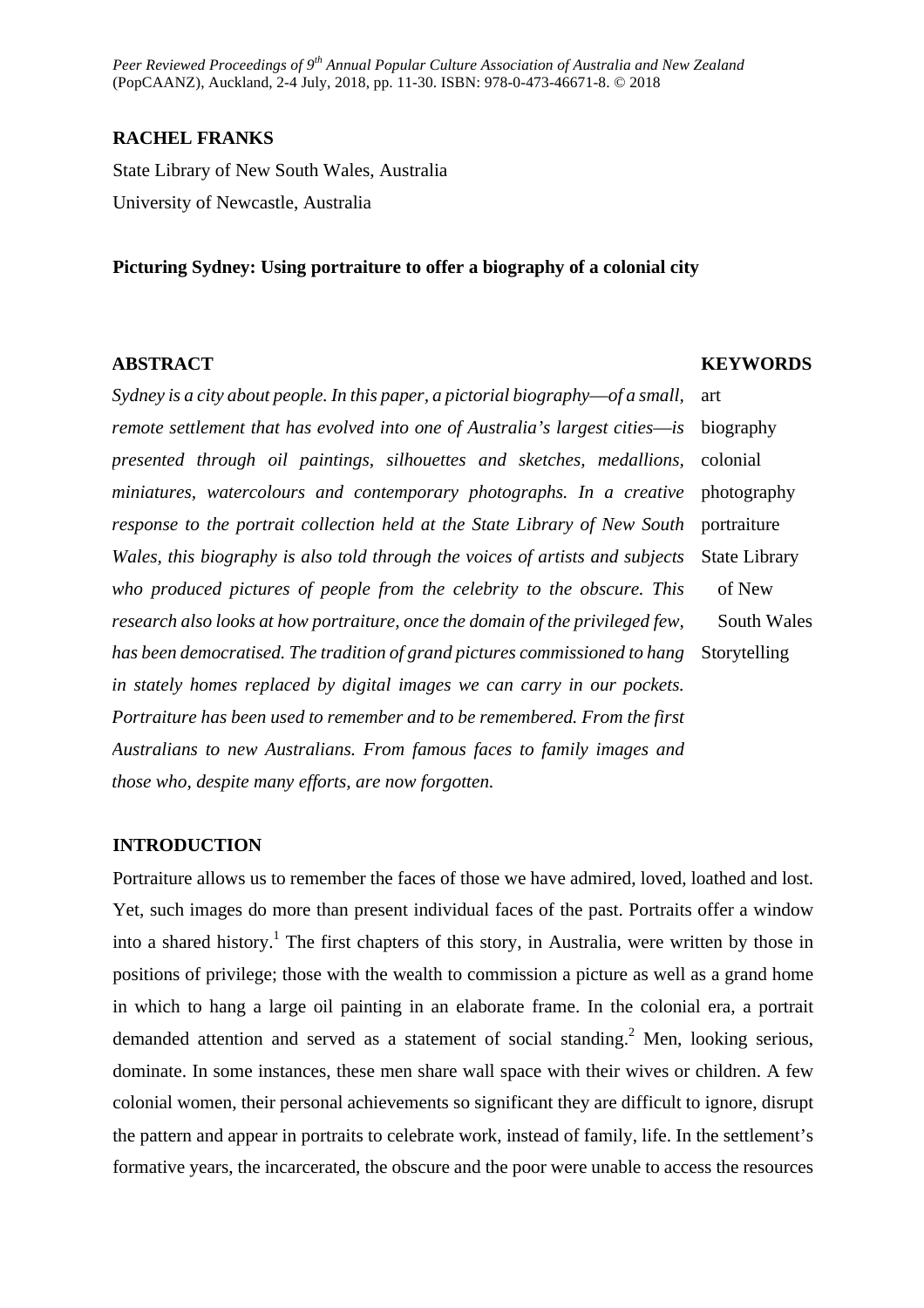*Peer Reviewed Proceedings of 9th Annual Popular Culture Association of Australia and New Zealand* (PopCAANZ), Auckland, 2-4 July, 2018, pp. 11-30. ISBN: 978-0-473-46671-8. © 2018

**RACHEL FRANKS**

State Library of New South Wales, Australia

University of Newcastle, Australia

**Picturing Sydney: Using portraiture to offer a biography of a colonial city**

## ABSTRACT

*Sydney is a city about people. In this paper, a pictorial biography—of a small, remote settlement that has evolved into one of Australia's largest cities—is presented through oil paintings, silhouettes and sketches, medallions, miniatures, watercolours and contemporary photographs. In a creative response to the portrait collection held at the State Library of New South Wales, this biography is also told through the voices of artists and subjects who produced pictures of people from the celebrity to the obscure. This research also looks at how portraiture, once the domain of the privileged few, has been democratised. The tradition of grand pictures commissioned to hang in stately homes replaced by digital images we can carry in our pockets. Portraiture has been used to remember and to be remembered. From the first Australians to new Australians. From famous faces to family images and those who, despite many efforts, are now forgotten.*

## KEYWORDS

art
biography
colonial
photography
portraiture
State Library of New South Wales
Storytelling

## INTRODUCTION

Portraiture allows us to remember the faces of those we have admired, loved, loathed and lost. Yet, such images do more than present individual faces of the past. Portraits offer a window into a shared history.[1] The first chapters of this story, in Australia, were written by those in positions of privilege; those with the wealth to commission a picture as well as a grand home in which to hang a large oil painting in an elaborate frame. In the colonial era, a portrait demanded attention and served as a statement of social standing.[2] Men, looking serious, dominate. In some instances, these men share wall space with their wives or children. A few colonial women, their personal achievements so significant they are difficult to ignore, disrupt the pattern and appear in portraits to celebrate work, instead of family, life. In the settlement's formative years, the incarcerated, the obscure and the poor were unable to access the resources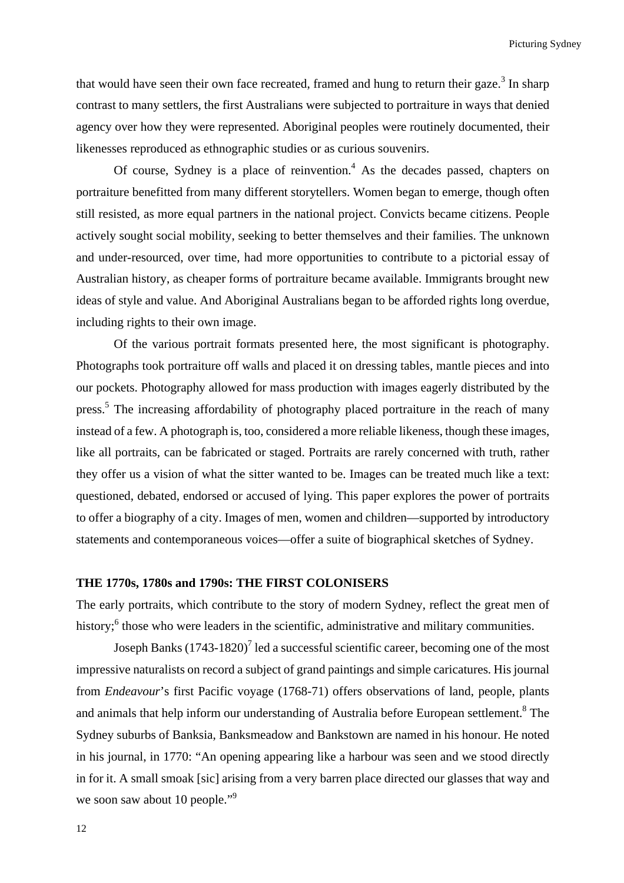that would have seen their own face recreated, framed and hung to return their gaze.[3] In sharp contrast to many settlers, the first Australians were subjected to portraiture in ways that denied agency over how they were represented. Aboriginal peoples were routinely documented, their likenesses reproduced as ethnographic studies or as curious souvenirs.

Of course, Sydney is a place of reinvention.[4] As the decades passed, chapters on portraiture benefitted from many different storytellers. Women began to emerge, though often still resisted, as more equal partners in the national project. Convicts became citizens. People actively sought social mobility, seeking to better themselves and their families. The unknown and under-resourced, over time, had more opportunities to contribute to a pictorial essay of Australian history, as cheaper forms of portraiture became available. Immigrants brought new ideas of style and value. And Aboriginal Australians began to be afforded rights long overdue, including rights to their own image.

Of the various portrait formats presented here, the most significant is photography. Photographs took portraiture off walls and placed it on dressing tables, mantle pieces and into our pockets. Photography allowed for mass production with images eagerly distributed by the press.[5] The increasing affordability of photography placed portraiture in the reach of many instead of a few. A photograph is, too, considered a more reliable likeness, though these images, like all portraits, can be fabricated or staged. Portraits are rarely concerned with truth, rather they offer us a vision of what the sitter wanted to be. Images can be treated much like a text: questioned, debated, endorsed or accused of lying. This paper explores the power of portraits to offer a biography of a city. Images of men, women and children—supported by introductory statements and contemporaneous voices—offer a suite of biographical sketches of Sydney.

## THE 1770s, 1780s and 1790s: THE FIRST COLONISERS

The early portraits, which contribute to the story of modern Sydney, reflect the great men of history;[6] those who were leaders in the scientific, administrative and military communities.

Joseph Banks (1743-1820)[7] led a successful scientific career, becoming one of the most impressive naturalists on record a subject of grand paintings and simple caricatures. His journal from *Endeavour*'s first Pacific voyage (1768-71) offers observations of land, people, plants and animals that help inform our understanding of Australia before European settlement.[8] The Sydney suburbs of Banksia, Banksmeadow and Bankstown are named in his honour. He noted in his journal, in 1770: "An opening appearing like a harbour was seen and we stood directly in for it. A small smoak [sic] arising from a very barren place directed our glasses that way and we soon saw about 10 people."[9]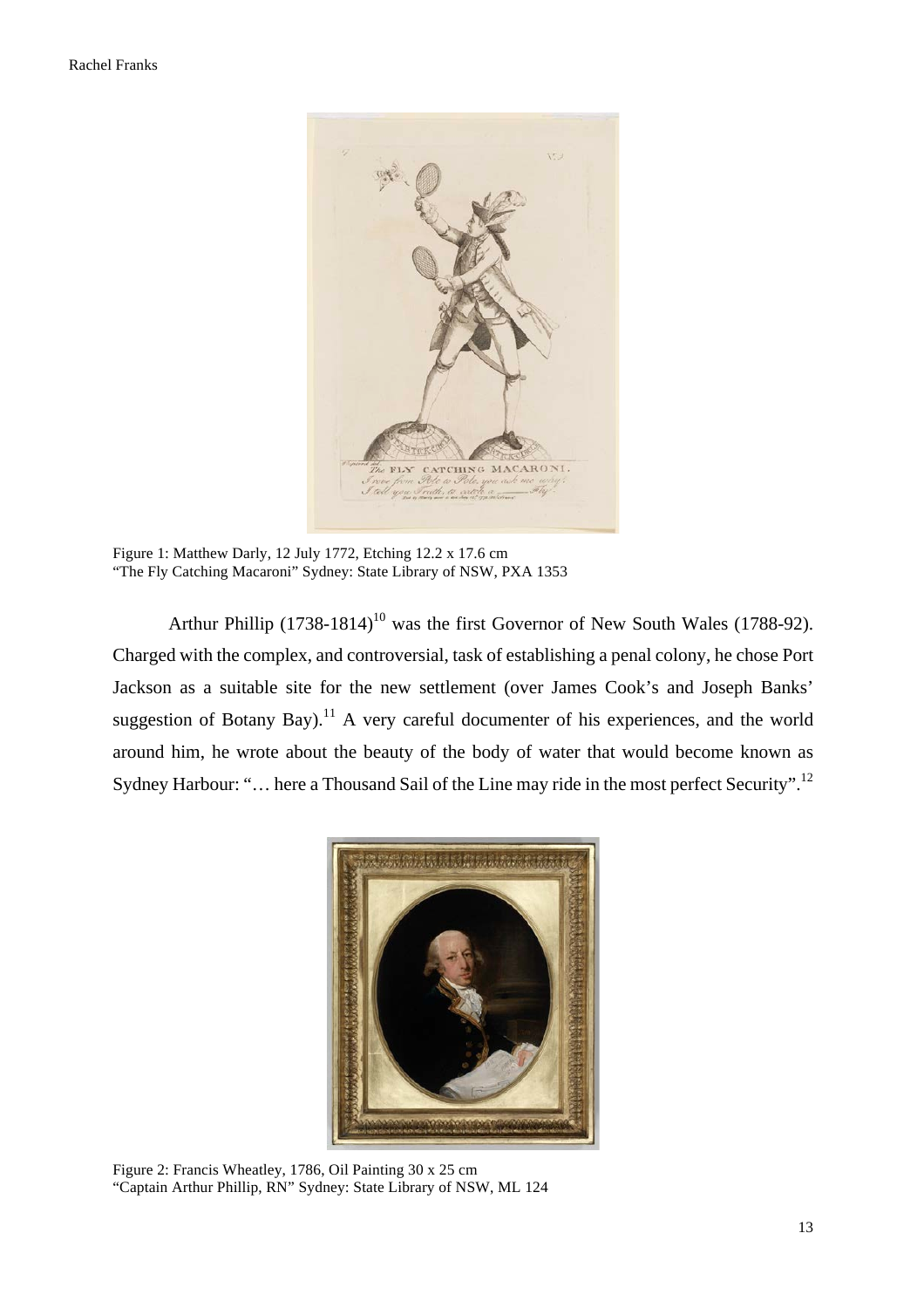Figure 1: Matthew Darly, 12 July 1772, Etching 12.2 x 17.6 cm
"The Fly Catching Macaroni" Sydney: State Library of NSW, PXA 1353

Arthur Phillip (1738-1814)[10] was the first Governor of New South Wales (1788-92). Charged with the complex, and controversial, task of establishing a penal colony, he chose Port Jackson as a suitable site for the new settlement (over James Cook's and Joseph Banks' suggestion of Botany Bay).[11] A very careful documenter of his experiences, and the world around him, he wrote about the beauty of the body of water that would become known as Sydney Harbour: "… here a Thousand Sail of the Line may ride in the most perfect Security".[12]

Figure 2: Francis Wheatley, 1786, Oil Painting 30 x 25 cm
"Captain Arthur Phillip, RN" Sydney: State Library of NSW, ML 124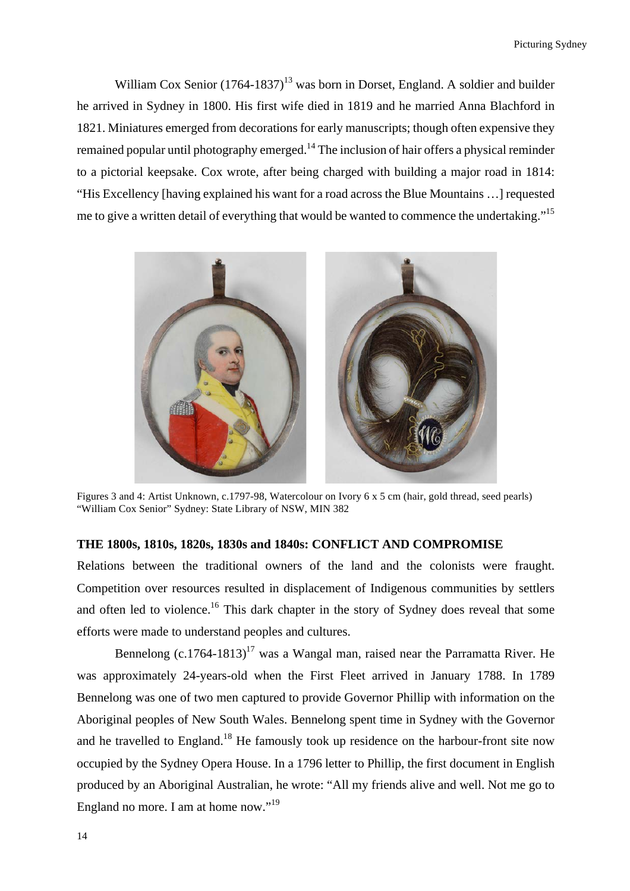William Cox Senior (1764-1837)[13] was born in Dorset, England. A soldier and builder he arrived in Sydney in 1800. His first wife died in 1819 and he married Anna Blachford in 1821. Miniatures emerged from decorations for early manuscripts; though often expensive they remained popular until photography emerged.[14] The inclusion of hair offers a physical reminder to a pictorial keepsake. Cox wrote, after being charged with building a major road in 1814: "His Excellency [having explained his want for a road across the Blue Mountains …] requested me to give a written detail of everything that would be wanted to commence the undertaking."[15]

Figures 3 and 4: Artist Unknown, c.1797-98, Watercolour on Ivory 6 x 5 cm (hair, gold thread, seed pearls) "William Cox Senior" Sydney: State Library of NSW, MIN 382

## THE 1800s, 1810s, 1820s, 1830s and 1840s: CONFLICT AND COMPROMISE

Relations between the traditional owners of the land and the colonists were fraught. Competition over resources resulted in displacement of Indigenous communities by settlers and often led to violence.[16] This dark chapter in the story of Sydney does reveal that some efforts were made to understand peoples and cultures.

Bennelong (c.1764-1813)[17] was a Wangal man, raised near the Parramatta River. He was approximately 24-years-old when the First Fleet arrived in January 1788. In 1789 Bennelong was one of two men captured to provide Governor Phillip with information on the Aboriginal peoples of New South Wales. Bennelong spent time in Sydney with the Governor and he travelled to England.[18] He famously took up residence on the harbour-front site now occupied by the Sydney Opera House. In a 1796 letter to Phillip, the first document in English produced by an Aboriginal Australian, he wrote: "All my friends alive and well. Not me go to England no more. I am at home now."[19]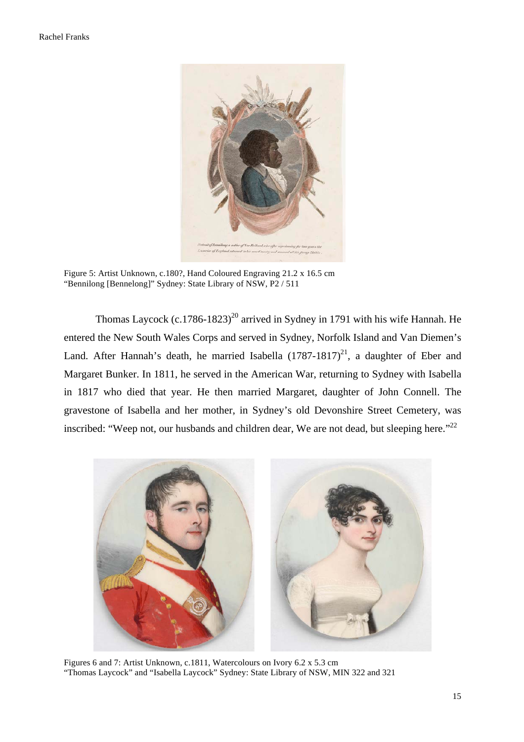Figure 5: Artist Unknown, c.180?, Hand Coloured Engraving 21.2 x 16.5 cm
"Bennilong [Bennelong]" Sydney: State Library of NSW, P2 / 511

Thomas Laycock (c.1786-1823)[20] arrived in Sydney in 1791 with his wife Hannah. He entered the New South Wales Corps and served in Sydney, Norfolk Island and Van Diemen's Land. After Hannah's death, he married Isabella (1787-1817)[21], a daughter of Eber and Margaret Bunker. In 1811, he served in the American War, returning to Sydney with Isabella in 1817 who died that year. He then married Margaret, daughter of John Connell. The gravestone of Isabella and her mother, in Sydney's old Devonshire Street Cemetery, was inscribed: "Weep not, our husbands and children dear, We are not dead, but sleeping here."[22]

Figures 6 and 7: Artist Unknown, c.1811, Watercolours on Ivory 6.2 x 5.3 cm
"Thomas Laycock" and "Isabella Laycock" Sydney: State Library of NSW, MIN 322 and 321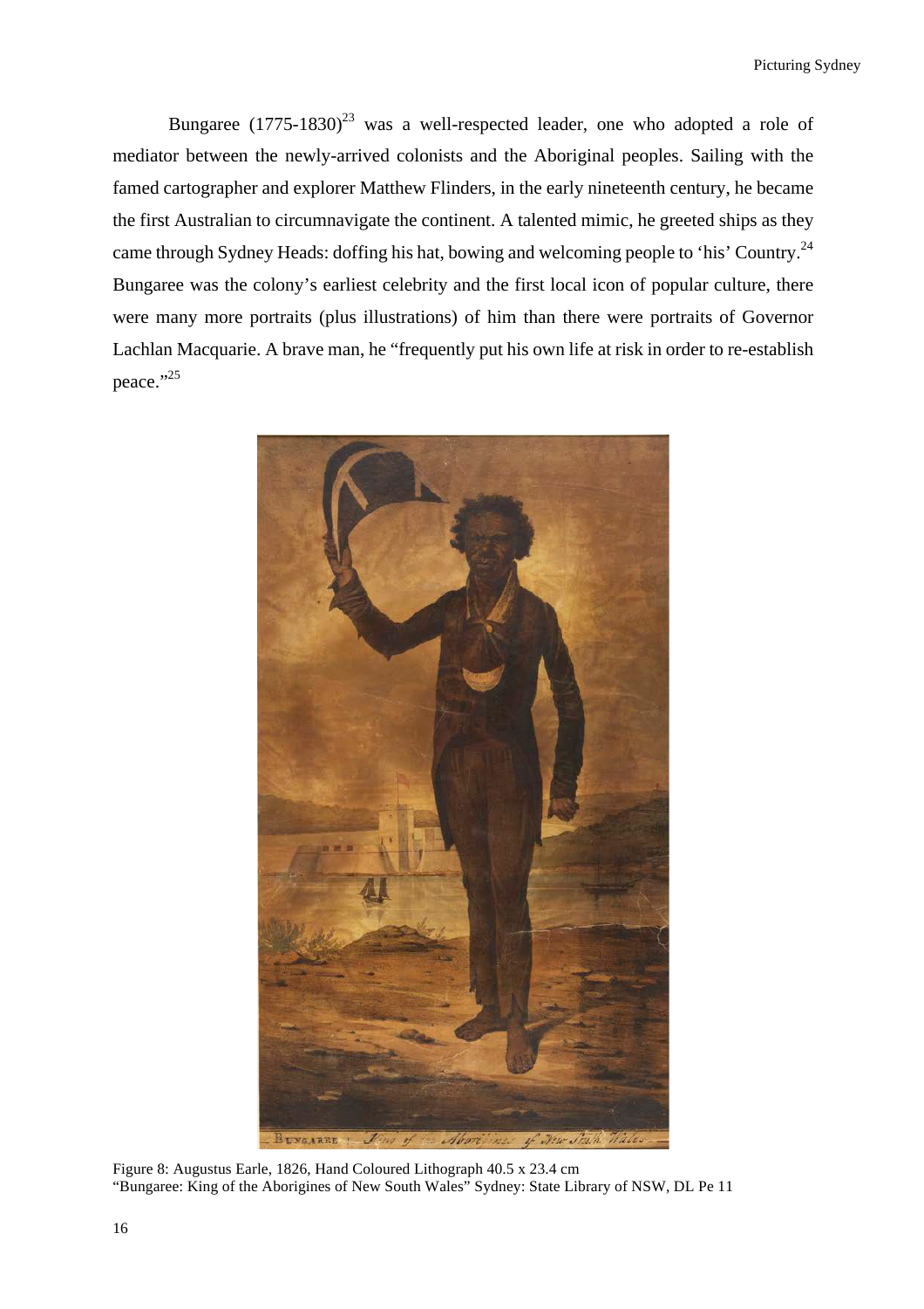Bungaree (1775-1830)[23] was a well-respected leader, one who adopted a role of mediator between the newly-arrived colonists and the Aboriginal peoples. Sailing with the famed cartographer and explorer Matthew Flinders, in the early nineteenth century, he became the first Australian to circumnavigate the continent. A talented mimic, he greeted ships as they came through Sydney Heads: doffing his hat, bowing and welcoming people to 'his' Country.[24] Bungaree was the colony's earliest celebrity and the first local icon of popular culture, there were many more portraits (plus illustrations) of him than there were portraits of Governor Lachlan Macquarie. A brave man, he "frequently put his own life at risk in order to re-establish peace."[25]

Figure 8: Augustus Earle, 1826, Hand Coloured Lithograph 40.5 x 23.4 cm
"Bungaree: King of the Aborigines of New South Wales" Sydney: State Library of NSW, DL Pe 11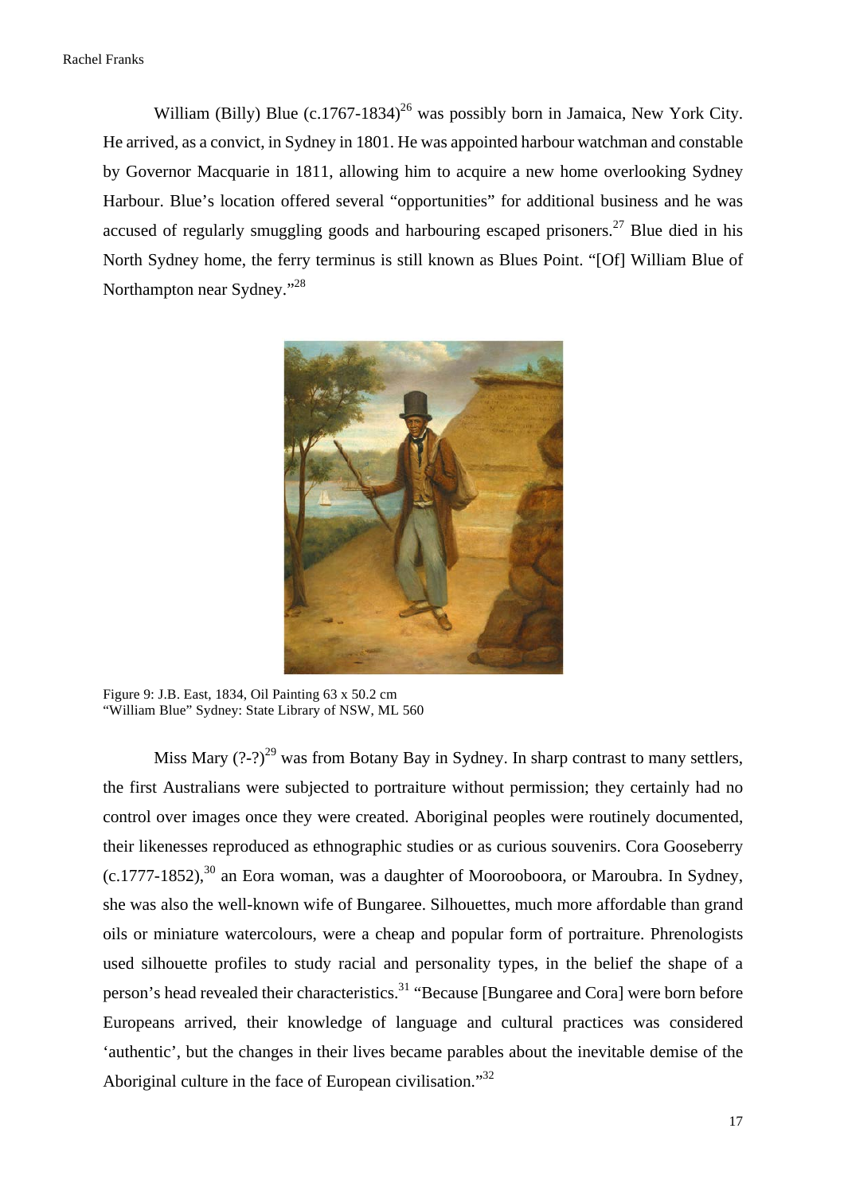William (Billy) Blue (c.1767-1834)[26] was possibly born in Jamaica, New York City. He arrived, as a convict, in Sydney in 1801. He was appointed harbour watchman and constable by Governor Macquarie in 1811, allowing him to acquire a new home overlooking Sydney Harbour. Blue's location offered several "opportunities" for additional business and he was accused of regularly smuggling goods and harbouring escaped prisoners.[27] Blue died in his North Sydney home, the ferry terminus is still known as Blues Point. "[Of] William Blue of Northampton near Sydney."[28]

Figure 9: J.B. East, 1834, Oil Painting 63 x 50.2 cm
"William Blue" Sydney: State Library of NSW, ML 560

Miss Mary (?-?)[29] was from Botany Bay in Sydney. In sharp contrast to many settlers, the first Australians were subjected to portraiture without permission; they certainly had no control over images once they were created. Aboriginal peoples were routinely documented, their likenesses reproduced as ethnographic studies or as curious souvenirs. Cora Gooseberry (c.1777-1852),[30] an Eora woman, was a daughter of Moorooboora, or Maroubra. In Sydney, she was also the well-known wife of Bungaree. Silhouettes, much more affordable than grand oils or miniature watercolours, were a cheap and popular form of portraiture. Phrenologists used silhouette profiles to study racial and personality types, in the belief the shape of a person's head revealed their characteristics.[31] "Because [Bungaree and Cora] were born before Europeans arrived, their knowledge of language and cultural practices was considered 'authentic', but the changes in their lives became parables about the inevitable demise of the Aboriginal culture in the face of European civilisation."[32]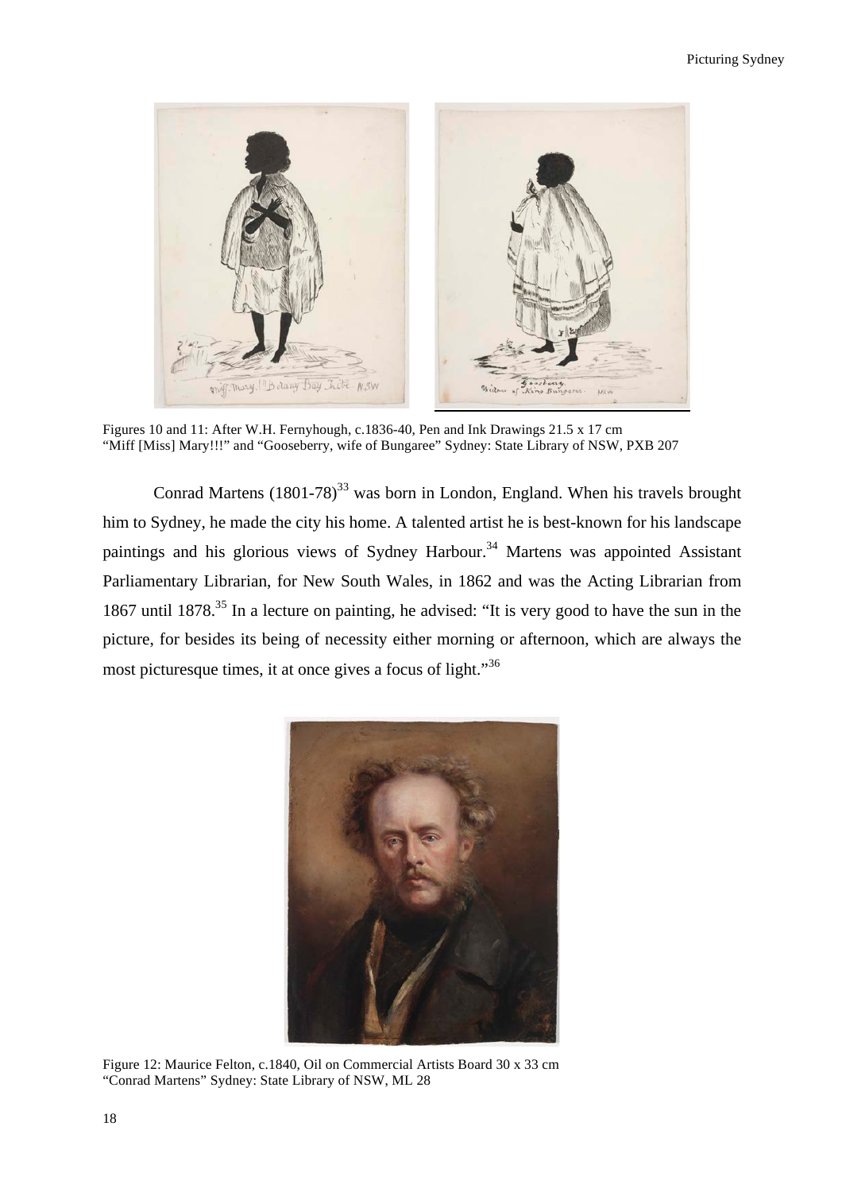Figures 10 and 11: After W.H. Fernyhough, c.1836-40, Pen and Ink Drawings 21.5 x 17 cm
"Miff [Miss] Mary!!!" and "Gooseberry, wife of Bungaree" Sydney: State Library of NSW, PXB 207

Conrad Martens (1801-78)[33] was born in London, England. When his travels brought him to Sydney, he made the city his home. A talented artist he is best-known for his landscape paintings and his glorious views of Sydney Harbour.[34] Martens was appointed Assistant Parliamentary Librarian, for New South Wales, in 1862 and was the Acting Librarian from 1867 until 1878.[35] In a lecture on painting, he advised: "It is very good to have the sun in the picture, for besides its being of necessity either morning or afternoon, which are always the most picturesque times, it at once gives a focus of light."[36]

Figure 12: Maurice Felton, c.1840, Oil on Commercial Artists Board 30 x 33 cm
"Conrad Martens" Sydney: State Library of NSW, ML 28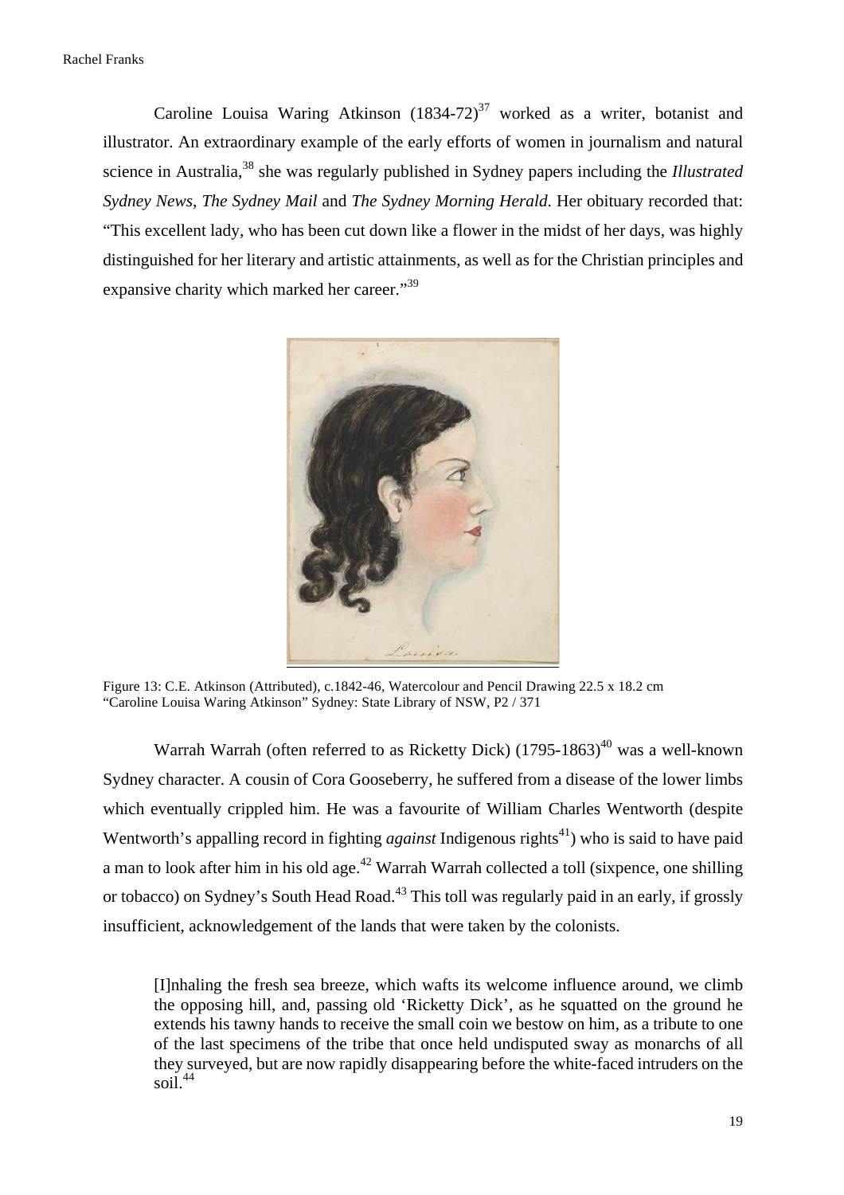Caroline Louisa Waring Atkinson (1834-72)[37] worked as a writer, botanist and illustrator. An extraordinary example of the early efforts of women in journalism and natural science in Australia,[38] she was regularly published in Sydney papers including the *Illustrated Sydney News*, *The Sydney Mail* and *The Sydney Morning Herald*. Her obituary recorded that: "This excellent lady, who has been cut down like a flower in the midst of her days, was highly distinguished for her literary and artistic attainments, as well as for the Christian principles and expansive charity which marked her career."[39]

Figure 13: C.E. Atkinson (Attributed), c.1842-46, Watercolour and Pencil Drawing 22.5 x 18.2 cm "Caroline Louisa Waring Atkinson" Sydney: State Library of NSW, P2 / 371

Warrah Warrah (often referred to as Ricketty Dick) (1795-1863)[40] was a well-known Sydney character. A cousin of Cora Gooseberry, he suffered from a disease of the lower limbs which eventually crippled him. He was a favourite of William Charles Wentworth (despite Wentworth's appalling record in fighting *against* Indigenous rights[41]) who is said to have paid a man to look after him in his old age.[42] Warrah Warrah collected a toll (sixpence, one shilling or tobacco) on Sydney's South Head Road.[43] This toll was regularly paid in an early, if grossly insufficient, acknowledgement of the lands that were taken by the colonists.

> [I]nhaling the fresh sea breeze, which wafts its welcome influence around, we climb the opposing hill, and, passing old 'Ricketty Dick', as he squatted on the ground he extends his tawny hands to receive the small coin we bestow on him, as a tribute to one of the last specimens of the tribe that once held undisputed sway as monarchs of all they surveyed, but are now rapidly disappearing before the white-faced intruders on the soil.[44]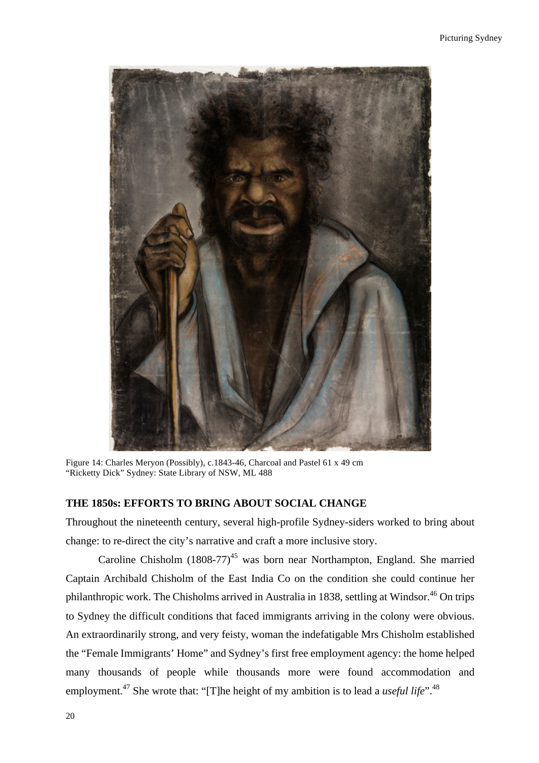Figure 14: Charles Meryon (Possibly), c.1843-46, Charcoal and Pastel 61 x 49 cm
"Ricketty Dick" Sydney: State Library of NSW, ML 488

## THE 1850s: EFFORTS TO BRING ABOUT SOCIAL CHANGE

Throughout the nineteenth century, several high-profile Sydney-siders worked to bring about change: to re-direct the city's narrative and craft a more inclusive story.

Caroline Chisholm (1808-77)[45] was born near Northampton, England. She married Captain Archibald Chisholm of the East India Co on the condition she could continue her philanthropic work. The Chisholms arrived in Australia in 1838, settling at Windsor.[46] On trips to Sydney the difficult conditions that faced immigrants arriving in the colony were obvious. An extraordinarily strong, and very feisty, woman the indefatigable Mrs Chisholm established the "Female Immigrants' Home" and Sydney's first free employment agency: the home helped many thousands of people while thousands more were found accommodation and employment.[47] She wrote that: "[T]he height of my ambition is to lead a *useful life*".[48]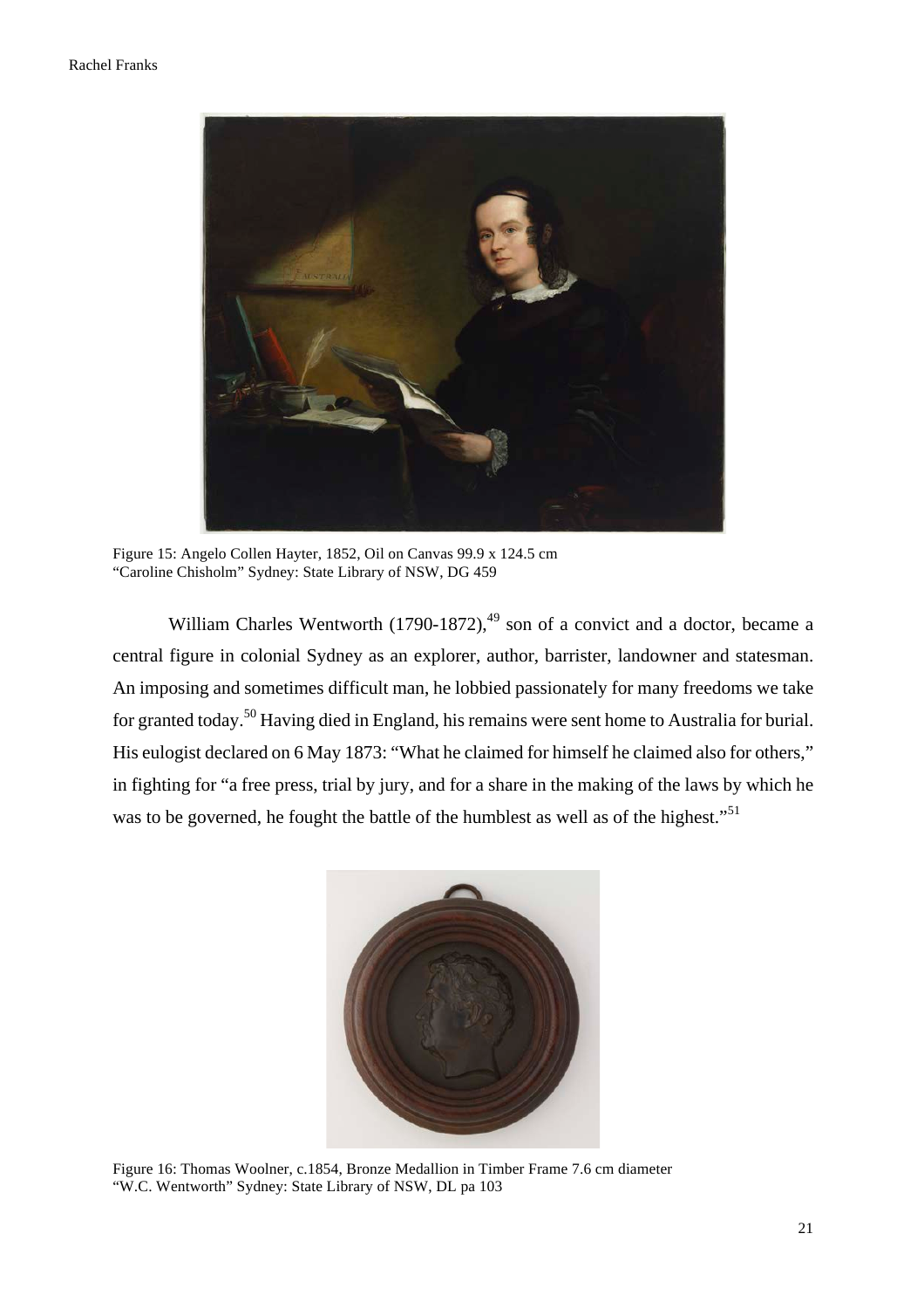Figure 15: Angelo Collen Hayter, 1852, Oil on Canvas 99.9 x 124.5 cm
"Caroline Chisholm" Sydney: State Library of NSW, DG 459

William Charles Wentworth (1790-1872),[49] son of a convict and a doctor, became a central figure in colonial Sydney as an explorer, author, barrister, landowner and statesman. An imposing and sometimes difficult man, he lobbied passionately for many freedoms we take for granted today.[50] Having died in England, his remains were sent home to Australia for burial. His eulogist declared on 6 May 1873: "What he claimed for himself he claimed also for others," in fighting for "a free press, trial by jury, and for a share in the making of the laws by which he was to be governed, he fought the battle of the humblest as well as of the highest."[51]

Figure 16: Thomas Woolner, c.1854, Bronze Medallion in Timber Frame 7.6 cm diameter
"W.C. Wentworth" Sydney: State Library of NSW, DL pa 103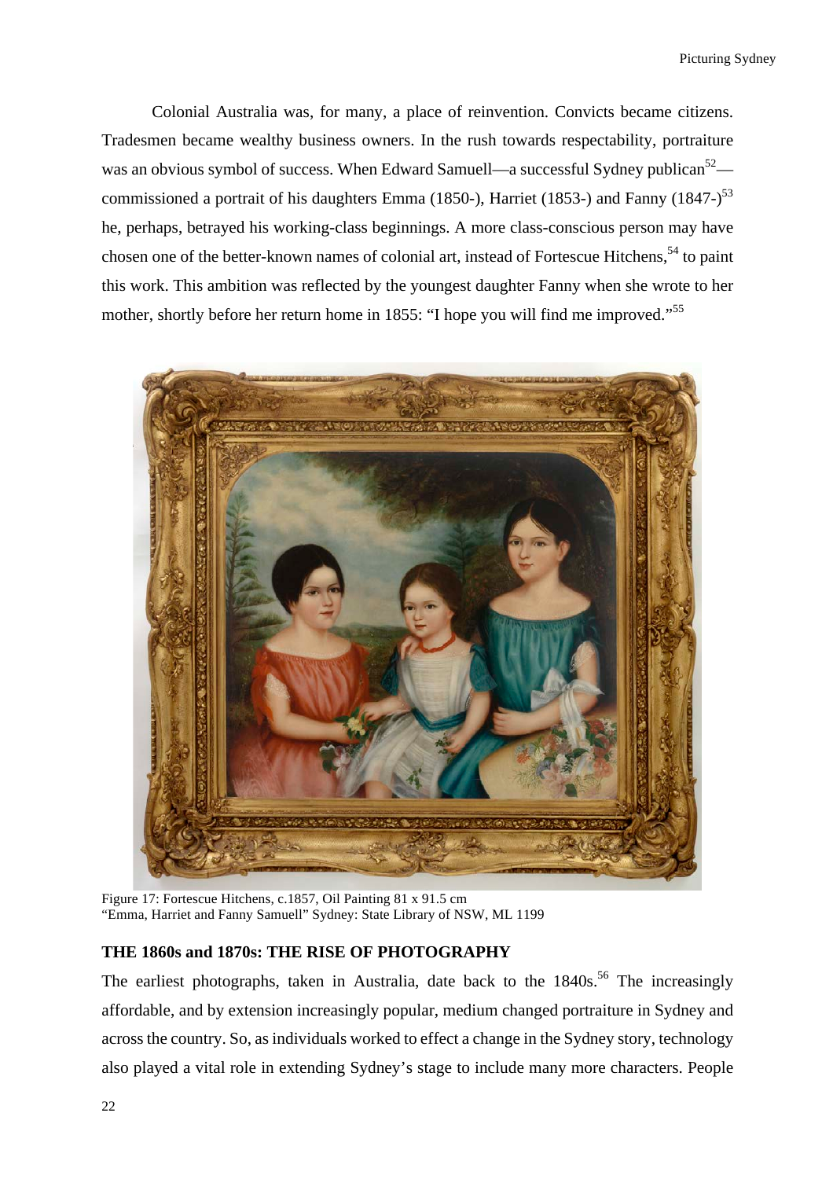Colonial Australia was, for many, a place of reinvention. Convicts became citizens. Tradesmen became wealthy business owners. In the rush towards respectability, portraiture was an obvious symbol of success. When Edward Samuell—a successful Sydney publican[52]—commissioned a portrait of his daughters Emma (1850-), Harriet (1853-) and Fanny (1847-)[53] he, perhaps, betrayed his working-class beginnings. A more class-conscious person may have chosen one of the better-known names of colonial art, instead of Fortescue Hitchens,[54] to paint this work. This ambition was reflected by the youngest daughter Fanny when she wrote to her mother, shortly before her return home in 1855: "I hope you will find me improved."[55]

Figure 17: Fortescue Hitchens, c.1857, Oil Painting 81 x 91.5 cm
"Emma, Harriet and Fanny Samuell" Sydney: State Library of NSW, ML 1199

**THE 1860s and 1870s: THE RISE OF PHOTOGRAPHY**

The earliest photographs, taken in Australia, date back to the 1840s.[56] The increasingly affordable, and by extension increasingly popular, medium changed portraiture in Sydney and across the country. So, as individuals worked to effect a change in the Sydney story, technology also played a vital role in extending Sydney's stage to include many more characters. People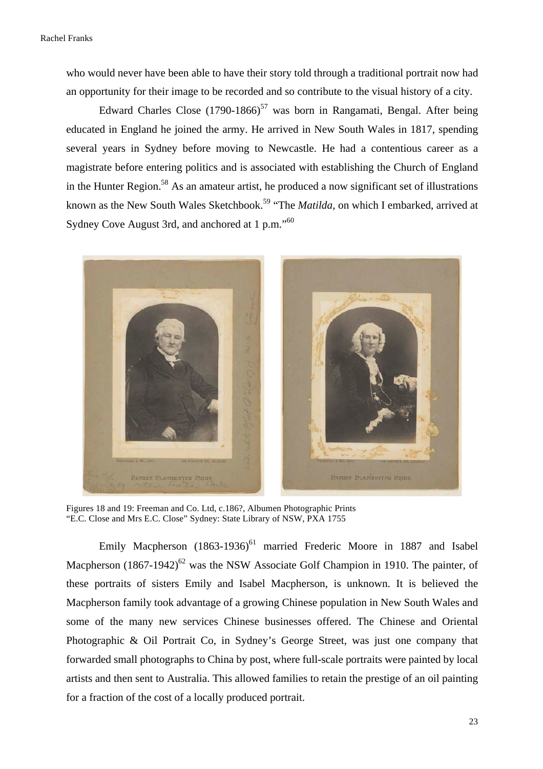who would never have been able to have their story told through a traditional portrait now had an opportunity for their image to be recorded and so contribute to the visual history of a city.

Edward Charles Close (1790-1866)[57] was born in Rangamati, Bengal. After being educated in England he joined the army. He arrived in New South Wales in 1817, spending several years in Sydney before moving to Newcastle. He had a contentious career as a magistrate before entering politics and is associated with establishing the Church of England in the Hunter Region.[58] As an amateur artist, he produced a now significant set of illustrations known as the New South Wales Sketchbook.[59] "The *Matilda*, on which I embarked, arrived at Sydney Cove August 3rd, and anchored at 1 p.m."[60]

Figures 18 and 19: Freeman and Co. Ltd, c.186?, Albumen Photographic Prints
"E.C. Close and Mrs E.C. Close" Sydney: State Library of NSW, PXA 1755

Emily Macpherson (1863-1936)[61] married Frederic Moore in 1887 and Isabel Macpherson (1867-1942)[62] was the NSW Associate Golf Champion in 1910. The painter, of these portraits of sisters Emily and Isabel Macpherson, is unknown. It is believed the Macpherson family took advantage of a growing Chinese population in New South Wales and some of the many new services Chinese businesses offered. The Chinese and Oriental Photographic & Oil Portrait Co, in Sydney's George Street, was just one company that forwarded small photographs to China by post, where full-scale portraits were painted by local artists and then sent to Australia. This allowed families to retain the prestige of an oil painting for a fraction of the cost of a locally produced portrait.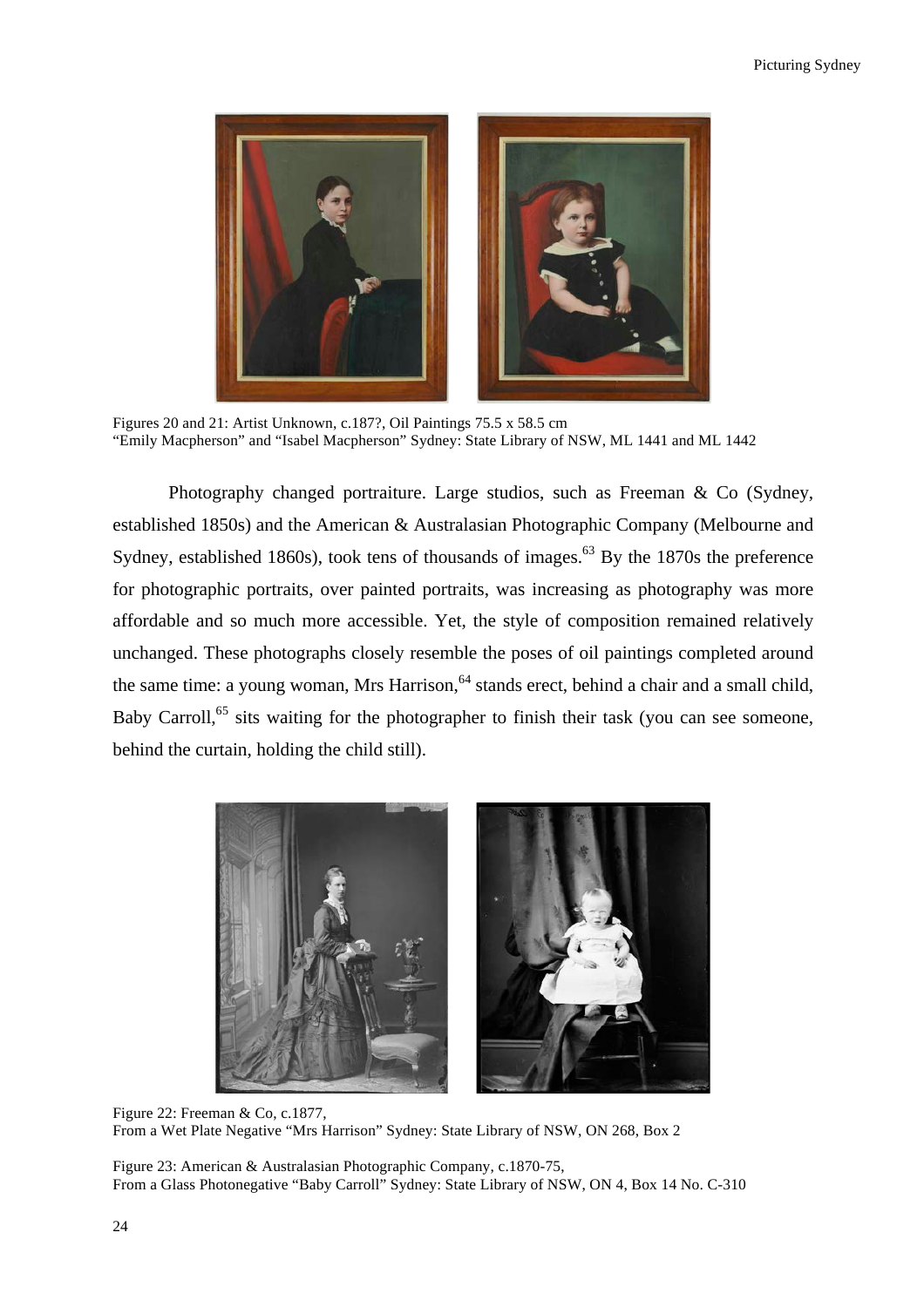Figures 20 and 21: Artist Unknown, c.187?, Oil Paintings 75.5 x 58.5 cm
"Emily Macpherson" and "Isabel Macpherson" Sydney: State Library of NSW, ML 1441 and ML 1442

Photography changed portraiture. Large studios, such as Freeman & Co (Sydney, established 1850s) and the American & Australasian Photographic Company (Melbourne and Sydney, established 1860s), took tens of thousands of images.[63] By the 1870s the preference for photographic portraits, over painted portraits, was increasing as photography was more affordable and so much more accessible. Yet, the style of composition remained relatively unchanged. These photographs closely resemble the poses of oil paintings completed around the same time: a young woman, Mrs Harrison,[64] stands erect, behind a chair and a small child, Baby Carroll,[65] sits waiting for the photographer to finish their task (you can see someone, behind the curtain, holding the child still).

Figure 22: Freeman & Co, c.1877,
From a Wet Plate Negative "Mrs Harrison" Sydney: State Library of NSW, ON 268, Box 2

Figure 23: American & Australasian Photographic Company, c.1870-75,
From a Glass Photonegative "Baby Carroll" Sydney: State Library of NSW, ON 4, Box 14 No. C-310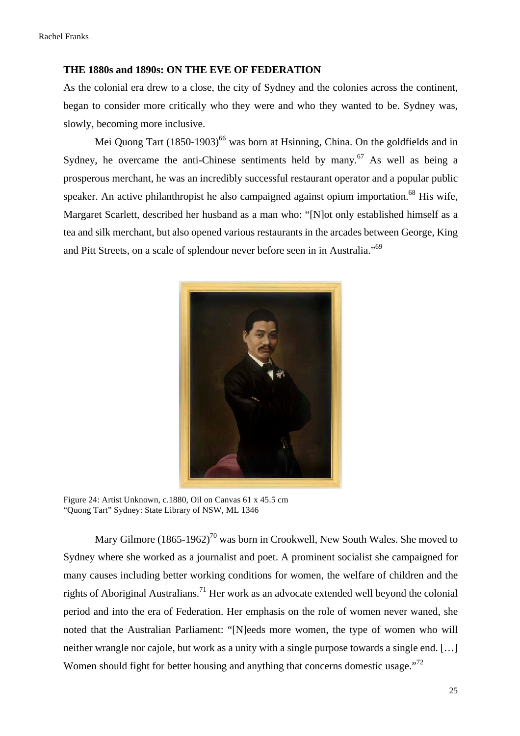## THE 1880s and 1890s: ON THE EVE OF FEDERATION

As the colonial era drew to a close, the city of Sydney and the colonies across the continent, began to consider more critically who they were and who they wanted to be. Sydney was, slowly, becoming more inclusive.

Mei Quong Tart (1850-1903)[66] was born at Hsinning, China. On the goldfields and in Sydney, he overcame the anti-Chinese sentiments held by many.[67] As well as being a prosperous merchant, he was an incredibly successful restaurant operator and a popular public speaker. An active philanthropist he also campaigned against opium importation.[68] His wife, Margaret Scarlett, described her husband as a man who: "[N]ot only established himself as a tea and silk merchant, but also opened various restaurants in the arcades between George, King and Pitt Streets, on a scale of splendour never before seen in in Australia."[69]

Figure 24: Artist Unknown, c.1880, Oil on Canvas 61 x 45.5 cm
"Quong Tart" Sydney: State Library of NSW, ML 1346

Mary Gilmore (1865-1962)[70] was born in Crookwell, New South Wales. She moved to Sydney where she worked as a journalist and poet. A prominent socialist she campaigned for many causes including better working conditions for women, the welfare of children and the rights of Aboriginal Australians.[71] Her work as an advocate extended well beyond the colonial period and into the era of Federation. Her emphasis on the role of women never waned, she noted that the Australian Parliament: "[N]eeds more women, the type of women who will neither wrangle nor cajole, but work as a unity with a single purpose towards a single end. […] Women should fight for better housing and anything that concerns domestic usage."[72]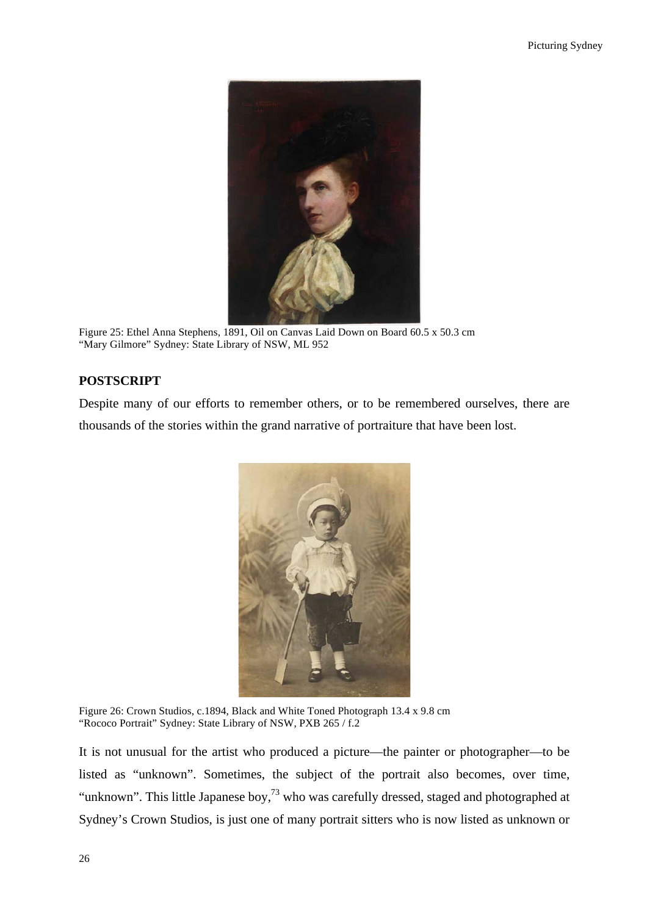Figure 25: Ethel Anna Stephens, 1891, Oil on Canvas Laid Down on Board 60.5 x 50.3 cm
"Mary Gilmore" Sydney: State Library of NSW, ML 952

## POSTSCRIPT

Despite many of our efforts to remember others, or to be remembered ourselves, there are thousands of the stories within the grand narrative of portraiture that have been lost.

Figure 26: Crown Studios, c.1894, Black and White Toned Photograph 13.4 x 9.8 cm
"Rococo Portrait" Sydney: State Library of NSW, PXB 265 / f.2

It is not unusual for the artist who produced a picture—the painter or photographer—to be listed as "unknown". Sometimes, the subject of the portrait also becomes, over time, "unknown". This little Japanese boy,[73] who was carefully dressed, staged and photographed at Sydney's Crown Studios, is just one of many portrait sitters who is now listed as unknown or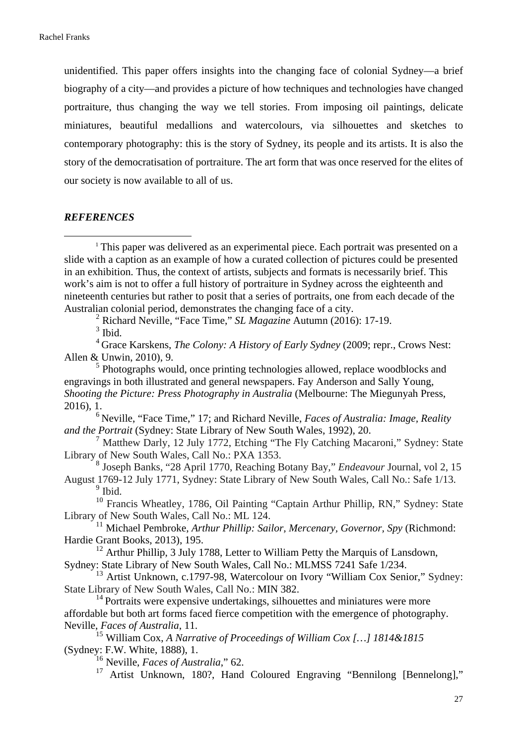unidentified. This paper offers insights into the changing face of colonial Sydney—a brief biography of a city—and provides a picture of how techniques and technologies have changed portraiture, thus changing the way we tell stories. From imposing oil paintings, delicate miniatures, beautiful medallions and watercolours, via silhouettes and sketches to contemporary photography: this is the story of Sydney, its people and its artists. It is also the story of the democratisation of portraiture. The art form that was once reserved for the elites of our society is now available to all of us.

***REFERENCES***

---

[1] This paper was delivered as an experimental piece. Each portrait was presented on a slide with a caption as an example of how a curated collection of pictures could be presented in an exhibition. Thus, the context of artists, subjects and formats is necessarily brief. This work's aim is not to offer a full history of portraiture in Sydney across the eighteenth and nineteenth centuries but rather to posit that a series of portraits, one from each decade of the Australian colonial period, demonstrates the changing face of a city.

[2] Richard Neville, "Face Time," *SL Magazine* Autumn (2016): 17-19.

[3] Ibid.

[4] Grace Karskens, *The Colony: A History of Early Sydney* (2009; repr., Crows Nest: Allen & Unwin, 2010), 9.

[5] Photographs would, once printing technologies allowed, replace woodblocks and engravings in both illustrated and general newspapers. Fay Anderson and Sally Young, *Shooting the Picture: Press Photography in Australia* (Melbourne: The Miegunyah Press, 2016), 1.

[6] Neville, "Face Time," 17; and Richard Neville, *Faces of Australia: Image, Reality and the Portrait* (Sydney: State Library of New South Wales, 1992), 20.

[7] Matthew Darly, 12 July 1772, Etching "The Fly Catching Macaroni," Sydney: State Library of New South Wales, Call No.: PXA 1353.

[8] Joseph Banks, "28 April 1770, Reaching Botany Bay," *Endeavour* Journal, vol 2, 15 August 1769-12 July 1771, Sydney: State Library of New South Wales, Call No.: Safe 1/13.

[9] Ibid.

[10] Francis Wheatley, 1786, Oil Painting "Captain Arthur Phillip, RN," Sydney: State Library of New South Wales, Call No.: ML 124.

[11] Michael Pembroke, *Arthur Phillip: Sailor, Mercenary, Governor, Spy* (Richmond: Hardie Grant Books, 2013), 195.

[12] Arthur Phillip, 3 July 1788, Letter to William Petty the Marquis of Lansdown, Sydney: State Library of New South Wales, Call No.: MLMSS 7241 Safe 1/234.

[13] Artist Unknown, c.1797-98, Watercolour on Ivory "William Cox Senior," Sydney: State Library of New South Wales, Call No.: MIN 382.

[14] Portraits were expensive undertakings, silhouettes and miniatures were more affordable but both art forms faced fierce competition with the emergence of photography. Neville, *Faces of Australia*, 11.

[15] William Cox, *A Narrative of Proceedings of William Cox […] 1814&1815* (Sydney: F.W. White, 1888), 1.

[16] Neville, *Faces of Australia*," 62.

[17] Artist Unknown, 180?, Hand Coloured Engraving "Bennilong [Bennelong],"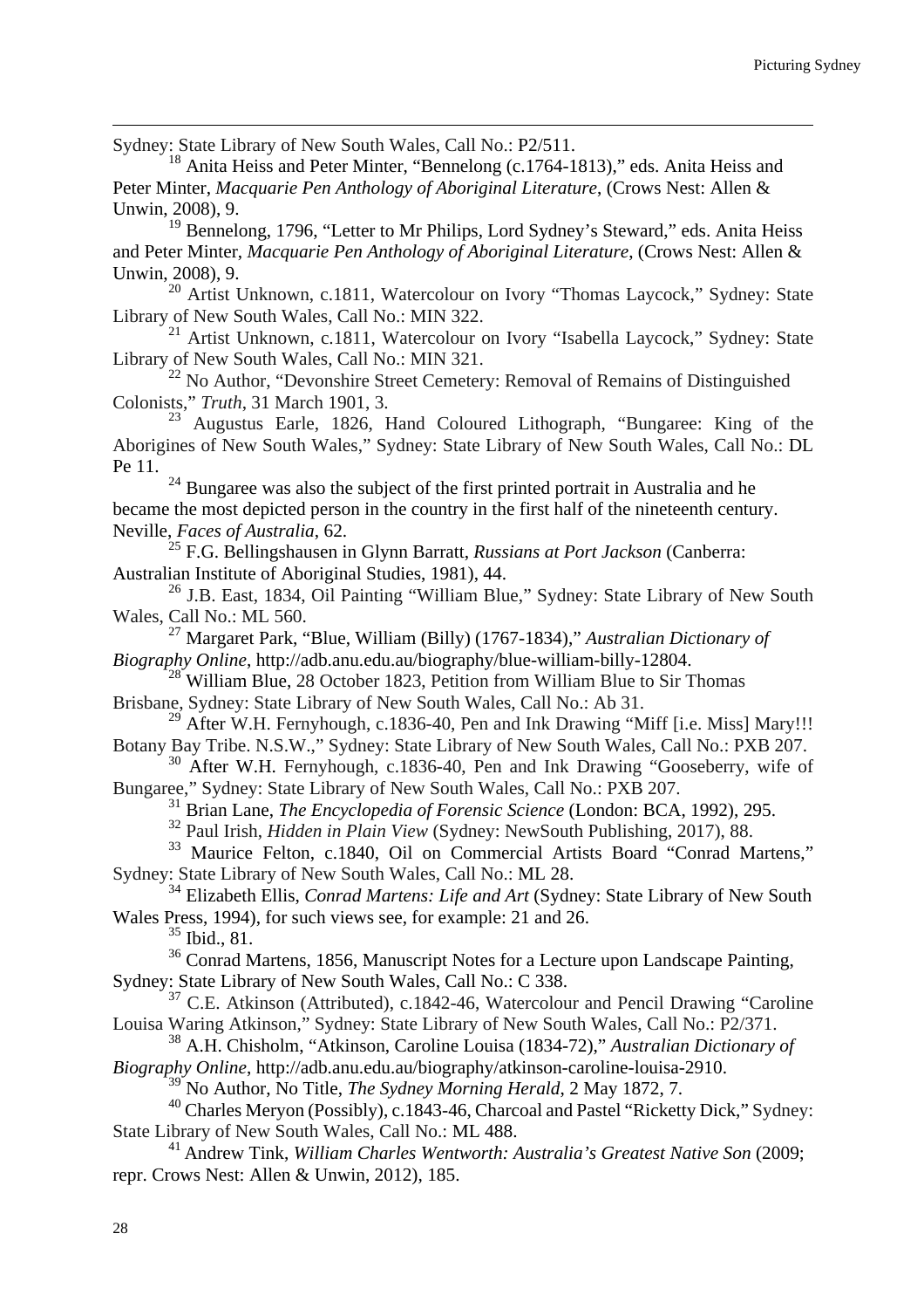Sydney: State Library of New South Wales, Call No.: P2/511.

[18] Anita Heiss and Peter Minter, "Bennelong (c.1764-1813)," eds. Anita Heiss and Peter Minter, *Macquarie Pen Anthology of Aboriginal Literature*, (Crows Nest: Allen & Unwin, 2008), 9.

[19] Bennelong, 1796, "Letter to Mr Philips, Lord Sydney's Steward," eds. Anita Heiss and Peter Minter, *Macquarie Pen Anthology of Aboriginal Literature*, (Crows Nest: Allen & Unwin, 2008), 9.

[20] Artist Unknown, c.1811, Watercolour on Ivory "Thomas Laycock," Sydney: State Library of New South Wales, Call No.: MIN 322.

[21] Artist Unknown, c.1811, Watercolour on Ivory "Isabella Laycock," Sydney: State Library of New South Wales, Call No.: MIN 321.

[22] No Author, "Devonshire Street Cemetery: Removal of Remains of Distinguished Colonists," *Truth*, 31 March 1901, 3.

[23] Augustus Earle, 1826, Hand Coloured Lithograph, "Bungaree: King of the Aborigines of New South Wales," Sydney: State Library of New South Wales, Call No.: DL Pe 11.

[24] Bungaree was also the subject of the first printed portrait in Australia and he became the most depicted person in the country in the first half of the nineteenth century. Neville, *Faces of Australia*, 62.

[25] F.G. Bellingshausen in Glynn Barratt, *Russians at Port Jackson* (Canberra: Australian Institute of Aboriginal Studies, 1981), 44.

[26] J.B. East, 1834, Oil Painting "William Blue," Sydney: State Library of New South Wales, Call No.: ML 560.

[27] Margaret Park, "Blue, William (Billy) (1767-1834)," *Australian Dictionary of Biography Online*, http://adb.anu.edu.au/biography/blue-william-billy-12804.

[28] William Blue, 28 October 1823, Petition from William Blue to Sir Thomas Brisbane, Sydney: State Library of New South Wales, Call No.: Ab 31.

[29] After W.H. Fernyhough, c.1836-40, Pen and Ink Drawing "Miff [i.e. Miss] Mary!!! Botany Bay Tribe. N.S.W.," Sydney: State Library of New South Wales, Call No.: PXB 207.

[30] After W.H. Fernyhough, c.1836-40, Pen and Ink Drawing "Gooseberry, wife of Bungaree," Sydney: State Library of New South Wales, Call No.: PXB 207.

[31] Brian Lane, *The Encyclopedia of Forensic Science* (London: BCA, 1992), 295.

[32] Paul Irish, *Hidden in Plain View* (Sydney: NewSouth Publishing, 2017), 88.

[33] Maurice Felton, c.1840, Oil on Commercial Artists Board "Conrad Martens," Sydney: State Library of New South Wales, Call No.: ML 28.

[34] Elizabeth Ellis, *Conrad Martens: Life and Art* (Sydney: State Library of New South Wales Press, 1994), for such views see, for example: 21 and 26.

[35] Ibid., 81.

[36] Conrad Martens, 1856, Manuscript Notes for a Lecture upon Landscape Painting, Sydney: State Library of New South Wales, Call No.: C 338.

[37] C.E. Atkinson (Attributed), c.1842-46, Watercolour and Pencil Drawing "Caroline Louisa Waring Atkinson," Sydney: State Library of New South Wales, Call No.: P2/371.

[38] A.H. Chisholm, "Atkinson, Caroline Louisa (1834-72)," *Australian Dictionary of Biography Online*, http://adb.anu.edu.au/biography/atkinson-caroline-louisa-2910.

[39] No Author, No Title, *The Sydney Morning Herald*, 2 May 1872, 7.

[40] Charles Meryon (Possibly), c.1843-46, Charcoal and Pastel "Ricketty Dick," Sydney: State Library of New South Wales, Call No.: ML 488.

[41] Andrew Tink, *William Charles Wentworth: Australia's Greatest Native Son* (2009; repr. Crows Nest: Allen & Unwin, 2012), 185.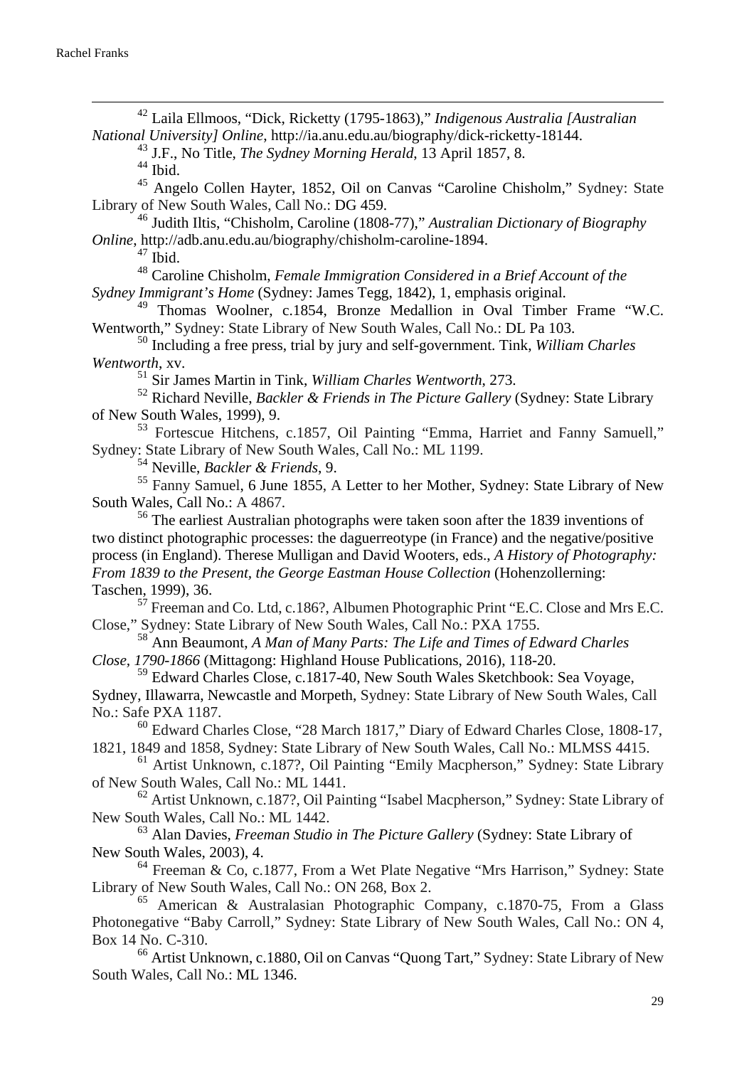[42] Laila Ellmoos, "Dick, Ricketty (1795-1863)," *Indigenous Australia [Australian National University] Online*, http://ia.anu.edu.au/biography/dick-ricketty-18144.

[43] J.F., No Title, *The Sydney Morning Herald*, 13 April 1857, 8.

[44] Ibid.

[45] Angelo Collen Hayter, 1852, Oil on Canvas "Caroline Chisholm," Sydney: State Library of New South Wales, Call No.: DG 459.

[46] Judith Iltis, "Chisholm, Caroline (1808-77)," *Australian Dictionary of Biography Online*, http://adb.anu.edu.au/biography/chisholm-caroline-1894.

[47] Ibid.

[48] Caroline Chisholm, *Female Immigration Considered in a Brief Account of the Sydney Immigrant's Home* (Sydney: James Tegg, 1842), 1, emphasis original.

[49] Thomas Woolner, c.1854, Bronze Medallion in Oval Timber Frame "W.C. Wentworth," Sydney: State Library of New South Wales, Call No.: DL Pa 103.

[50] Including a free press, trial by jury and self-government. Tink, *William Charles Wentworth*, xv.

[51] Sir James Martin in Tink, *William Charles Wentworth*, 273.

[52] Richard Neville, *Backler & Friends in The Picture Gallery* (Sydney: State Library of New South Wales, 1999), 9.

[53] Fortescue Hitchens, c.1857, Oil Painting "Emma, Harriet and Fanny Samuell," Sydney: State Library of New South Wales, Call No.: ML 1199.

[54] Neville, *Backler & Friends*, 9.

[55] Fanny Samuel, 6 June 1855, A Letter to her Mother, Sydney: State Library of New South Wales, Call No.: A 4867.

[56] The earliest Australian photographs were taken soon after the 1839 inventions of two distinct photographic processes: the daguerreotype (in France) and the negative/positive process (in England). Therese Mulligan and David Wooters, eds., *A History of Photography: From 1839 to the Present, the George Eastman House Collection* (Hohenzollerning: Taschen, 1999), 36.

[57] Freeman and Co. Ltd, c.186?, Albumen Photographic Print "E.C. Close and Mrs E.C. Close," Sydney: State Library of New South Wales, Call No.: PXA 1755.

[58] Ann Beaumont, *A Man of Many Parts: The Life and Times of Edward Charles Close, 1790-1866* (Mittagong: Highland House Publications, 2016), 118-20.

[59] Edward Charles Close, c.1817-40, New South Wales Sketchbook: Sea Voyage, Sydney, Illawarra, Newcastle and Morpeth, Sydney: State Library of New South Wales, Call No.: Safe PXA 1187.

[60] Edward Charles Close, "28 March 1817," Diary of Edward Charles Close, 1808-17, 1821, 1849 and 1858, Sydney: State Library of New South Wales, Call No.: MLMSS 4415.

[61] Artist Unknown, c.187?, Oil Painting "Emily Macpherson," Sydney: State Library of New South Wales, Call No.: ML 1441.

[62] Artist Unknown, c.187?, Oil Painting "Isabel Macpherson," Sydney: State Library of New South Wales, Call No.: ML 1442.

[63] Alan Davies, *Freeman Studio in The Picture Gallery* (Sydney: State Library of New South Wales, 2003), 4.

[64] Freeman & Co, c.1877, From a Wet Plate Negative "Mrs Harrison," Sydney: State Library of New South Wales, Call No.: ON 268, Box 2.

[65] American & Australasian Photographic Company, c.1870-75, From a Glass Photonegative "Baby Carroll," Sydney: State Library of New South Wales, Call No.: ON 4, Box 14 No. C-310.

[66] Artist Unknown, c.1880, Oil on Canvas "Quong Tart," Sydney: State Library of New South Wales, Call No.: ML 1346.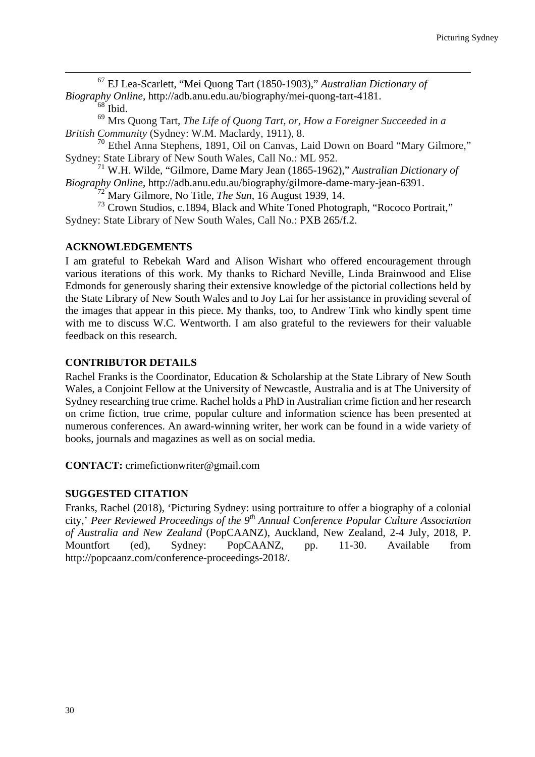[67] EJ Lea-Scarlett, "Mei Quong Tart (1850-1903)," *Australian Dictionary of Biography Online*, http://adb.anu.edu.au/biography/mei-quong-tart-4181.

[68] Ibid.

[69] Mrs Quong Tart, *The Life of Quong Tart, or, How a Foreigner Succeeded in a British Community* (Sydney: W.M. Maclardy, 1911), 8.

[70] Ethel Anna Stephens, 1891, Oil on Canvas, Laid Down on Board "Mary Gilmore," Sydney: State Library of New South Wales, Call No.: ML 952.

[71] W.H. Wilde, "Gilmore, Dame Mary Jean (1865-1962)," *Australian Dictionary of Biography Online*, http://adb.anu.edu.au/biography/gilmore-dame-mary-jean-6391.

[72] Mary Gilmore, No Title, *The Sun*, 16 August 1939, 14.

[73] Crown Studios, c.1894, Black and White Toned Photograph, "Rococo Portrait," Sydney: State Library of New South Wales, Call No.: PXB 265/f.2.

## ACKNOWLEDGEMENTS

I am grateful to Rebekah Ward and Alison Wishart who offered encouragement through various iterations of this work. My thanks to Richard Neville, Linda Brainwood and Elise Edmonds for generously sharing their extensive knowledge of the pictorial collections held by the State Library of New South Wales and to Joy Lai for her assistance in providing several of the images that appear in this piece. My thanks, too, to Andrew Tink who kindly spent time with me to discuss W.C. Wentworth. I am also grateful to the reviewers for their valuable feedback on this research.

## CONTRIBUTOR DETAILS

Rachel Franks is the Coordinator, Education & Scholarship at the State Library of New South Wales, a Conjoint Fellow at the University of Newcastle, Australia and is at The University of Sydney researching true crime. Rachel holds a PhD in Australian crime fiction and her research on crime fiction, true crime, popular culture and information science has been presented at numerous conferences. An award-winning writer, her work can be found in a wide variety of books, journals and magazines as well as on social media.

**CONTACT:** crimefictionwriter@gmail.com

## SUGGESTED CITATION

Franks, Rachel (2018), 'Picturing Sydney: using portraiture to offer a biography of a colonial city,' *Peer Reviewed Proceedings of the 9th Annual Conference Popular Culture Association of Australia and New Zealand* (PopCAANZ), Auckland, New Zealand, 2-4 July, 2018, P. Mountfort (ed), Sydney: PopCAANZ, pp. 11-30. Available from http://popcaanz.com/conference-proceedings-2018/.